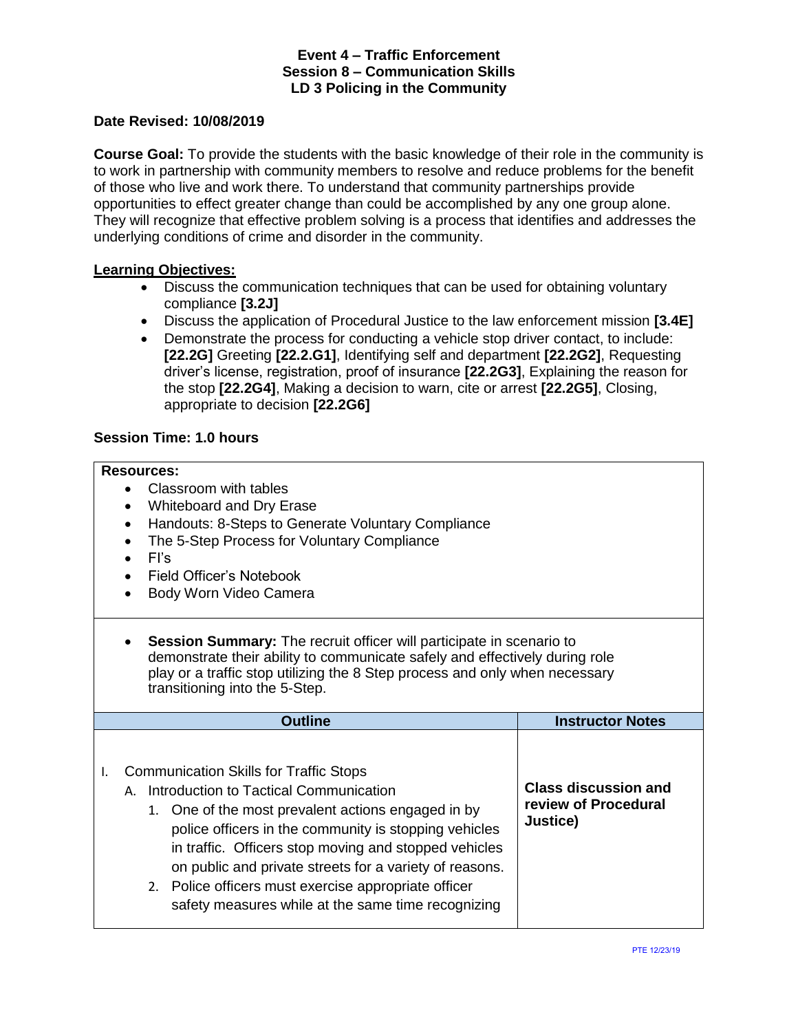# Event 4 – Traffic Enforcement
## Session 8 – Communication Skills
## LD 3 Policing in the Community

**Date Revised: 10/08/2019**

**Course Goal:** To provide the students with the basic knowledge of their role in the community is to work in partnership with community members to resolve and reduce problems for the benefit of those who live and work there. To understand that community partnerships provide opportunities to effect greater change than could be accomplished by any one group alone. They will recognize that effective problem solving is a process that identifies and addresses the underlying conditions of crime and disorder in the community.

**Learning Objectives:**

- Discuss the communication techniques that can be used for obtaining voluntary compliance **[3.2J]**
- Discuss the application of Procedural Justice to the law enforcement mission **[3.4E]**
- Demonstrate the process for conducting a vehicle stop driver contact, to include: **[22.2G]** Greeting **[22.2.G1]**, Identifying self and department **[22.2G2]**, Requesting driver's license, registration, proof of insurance **[22.2G3]**, Explaining the reason for the stop **[22.2G4]**, Making a decision to warn, cite or arrest **[22.2G5]**, Closing, appropriate to decision **[22.2G6]**

**Session Time: 1.0 hours**

**Resources:**

- Classroom with tables
- Whiteboard and Dry Erase
- Handouts: 8-Steps to Generate Voluntary Compliance
- The 5-Step Process for Voluntary Compliance
- FI's
- Field Officer's Notebook
- Body Worn Video Camera

- **Session Summary:** The recruit officer will participate in scenario to demonstrate their ability to communicate safely and effectively during role play or a traffic stop utilizing the 8 Step process and only when necessary transitioning into the 5-Step.

| Outline | Instructor Notes |
| --- | --- |
| I. Communication Skills for Traffic Stops<br>A. Introduction to Tactical Communication<br>1. One of the most prevalent actions engaged in by police officers in the community is stopping vehicles in traffic. Officers stop moving and stopped vehicles on public and private streets for a variety of reasons.<br>2. Police officers must exercise appropriate officer safety measures while at the same time recognizing | **Class discussion and review of Procedural Justice)** |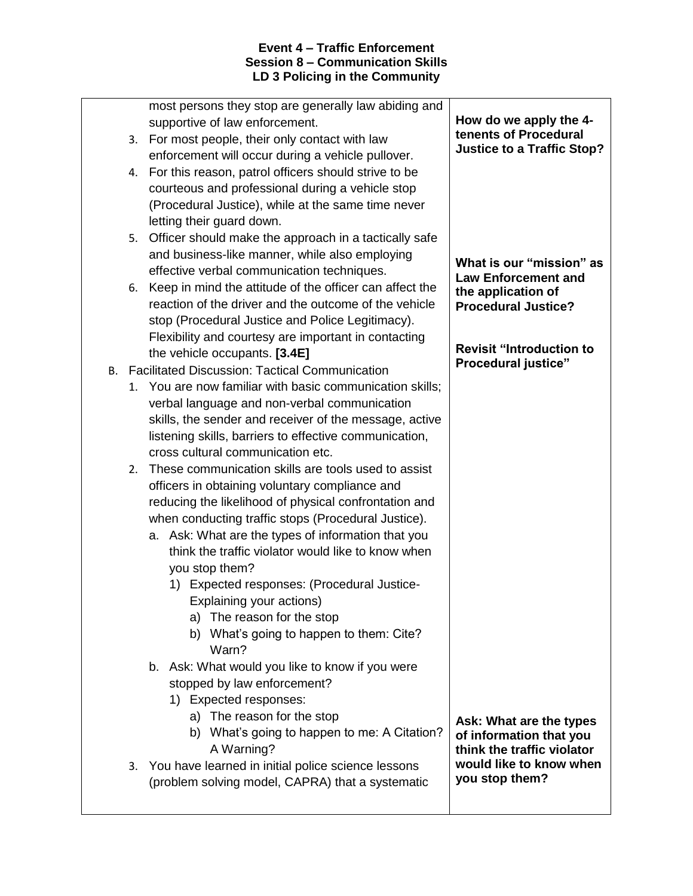**Event 4 – Traffic Enforcement**
**Session 8 – Communication Skills**
**LD 3 Policing in the Community**

| | |
|---|---|
| most persons they stop are generally law abiding and supportive of law enforcement.<br>3. For most people, their only contact with law enforcement will occur during a vehicle pullover.<br>4. For this reason, patrol officers should strive to be courteous and professional during a vehicle stop (Procedural Justice), while at the same time never letting their guard down.<br>5. Officer should make the approach in a tactically safe and business-like manner, while also employing effective verbal communication techniques.<br>6. Keep in mind the attitude of the officer can affect the reaction of the driver and the outcome of the vehicle stop (Procedural Justice and Police Legitimacy). Flexibility and courtesy are important in contacting the vehicle occupants. **[3.4E]**<br>B. Facilitated Discussion: Tactical Communication<br>1. You are now familiar with basic communication skills; verbal language and non-verbal communication skills, the sender and receiver of the message, active listening skills, barriers to effective communication, cross cultural communication etc.<br>2. These communication skills are tools used to assist officers in obtaining voluntary compliance and reducing the likelihood of physical confrontation and when conducting traffic stops (Procedural Justice).<br>a. Ask: What are the types of information that you think the traffic violator would like to know when you stop them?<br>1) Expected responses: (Procedural Justice- Explaining your actions)<br>a) The reason for the stop<br>b) What's going to happen to them: Cite? Warn?<br>b. Ask: What would you like to know if you were stopped by law enforcement?<br>1) Expected responses:<br>a) The reason for the stop<br>b) What's going to happen to me: A Citation? A Warning?<br>3. You have learned in initial police science lessons (problem solving model, CAPRA) that a systematic | **How do we apply the 4-tenents of Procedural Justice to a Traffic Stop?**<br><br>**What is our "mission" as Law Enforcement and the application of Procedural Justice?**<br><br>**Revisit "Introduction to Procedural justice"**<br><br>**Ask: What are the types of information that you think the traffic violator would like to know when you stop them?** |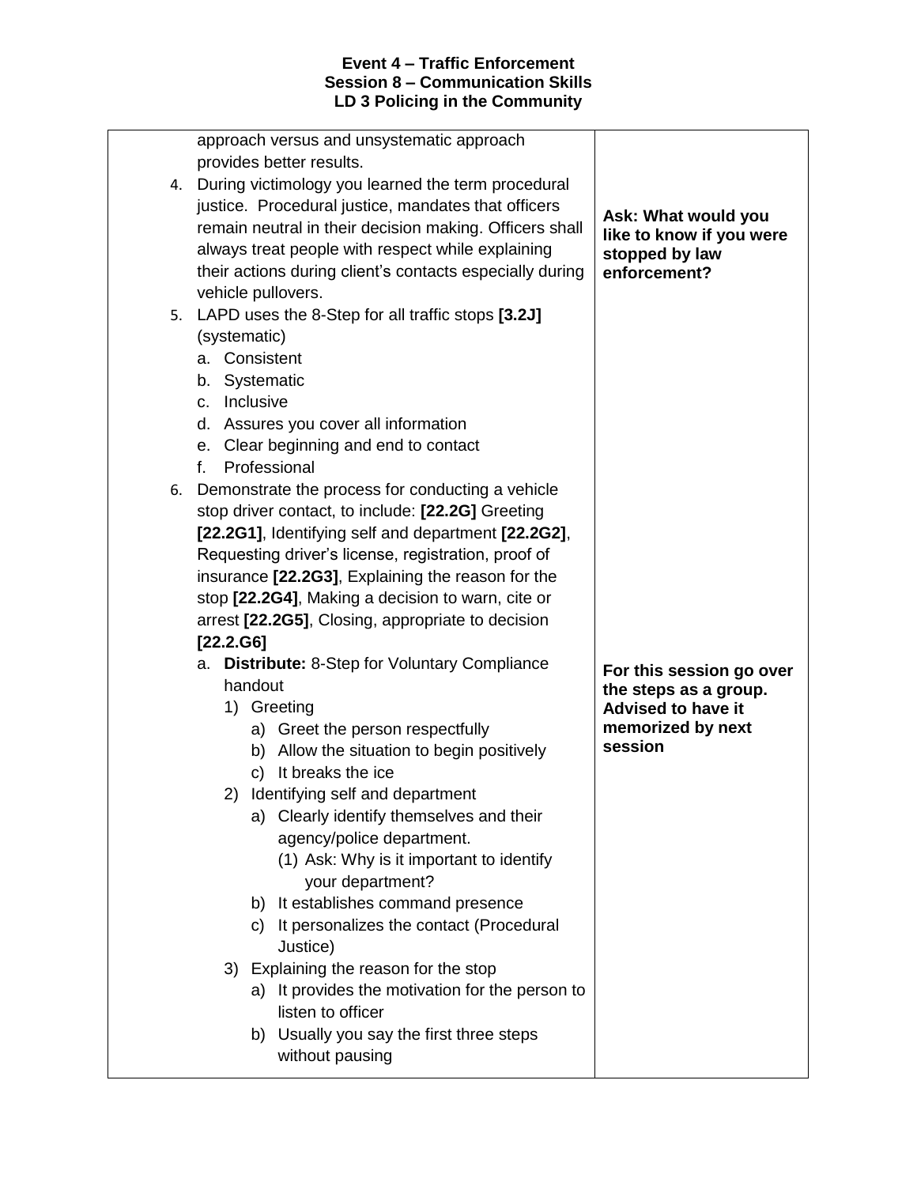**Event 4 – Traffic Enforcement**
**Session 8 – Communication Skills**
**LD 3 Policing in the Community**

| | |
|---|---|
| approach versus and unsystematic approach provides better results.<br>4. During victimology you learned the term procedural justice. Procedural justice, mandates that officers remain neutral in their decision making. Officers shall always treat people with respect while explaining their actions during client's contacts especially during vehicle pullovers.<br>5. LAPD uses the 8-Step for all traffic stops **[3.2J]** (systematic)<br>&nbsp;&nbsp;&nbsp;a. Consistent<br>&nbsp;&nbsp;&nbsp;b. Systematic<br>&nbsp;&nbsp;&nbsp;c. Inclusive<br>&nbsp;&nbsp;&nbsp;d. Assures you cover all information<br>&nbsp;&nbsp;&nbsp;e. Clear beginning and end to contact<br>&nbsp;&nbsp;&nbsp;f. Professional<br>6. Demonstrate the process for conducting a vehicle stop driver contact, to include: **[22.2G]** Greeting **[22.2G1]**, Identifying self and department **[22.2G2]**, Requesting driver's license, registration, proof of insurance **[22.2G3]**, Explaining the reason for the stop **[22.2G4]**, Making a decision to warn, cite or arrest **[22.2G5]**, Closing, appropriate to decision **[22.2.G6]**<br>&nbsp;&nbsp;&nbsp;a. **Distribute:** 8-Step for Voluntary Compliance handout<br>&nbsp;&nbsp;&nbsp;&nbsp;&nbsp;&nbsp;1) Greeting<br>&nbsp;&nbsp;&nbsp;&nbsp;&nbsp;&nbsp;&nbsp;&nbsp;&nbsp;a) Greet the person respectfully<br>&nbsp;&nbsp;&nbsp;&nbsp;&nbsp;&nbsp;&nbsp;&nbsp;&nbsp;b) Allow the situation to begin positively<br>&nbsp;&nbsp;&nbsp;&nbsp;&nbsp;&nbsp;&nbsp;&nbsp;&nbsp;c) It breaks the ice<br>&nbsp;&nbsp;&nbsp;&nbsp;&nbsp;&nbsp;2) Identifying self and department<br>&nbsp;&nbsp;&nbsp;&nbsp;&nbsp;&nbsp;&nbsp;&nbsp;&nbsp;a) Clearly identify themselves and their agency/police department.<br>&nbsp;&nbsp;&nbsp;&nbsp;&nbsp;&nbsp;&nbsp;&nbsp;&nbsp;&nbsp;&nbsp;&nbsp;(1) Ask: Why is it important to identify your department?<br>&nbsp;&nbsp;&nbsp;&nbsp;&nbsp;&nbsp;&nbsp;&nbsp;&nbsp;b) It establishes command presence<br>&nbsp;&nbsp;&nbsp;&nbsp;&nbsp;&nbsp;&nbsp;&nbsp;&nbsp;c) It personalizes the contact (Procedural Justice)<br>&nbsp;&nbsp;&nbsp;&nbsp;&nbsp;&nbsp;3) Explaining the reason for the stop<br>&nbsp;&nbsp;&nbsp;&nbsp;&nbsp;&nbsp;&nbsp;&nbsp;&nbsp;a) It provides the motivation for the person to listen to officer<br>&nbsp;&nbsp;&nbsp;&nbsp;&nbsp;&nbsp;&nbsp;&nbsp;&nbsp;b) Usually you say the first three steps without pausing | **Ask: What would you like to know if you were stopped by law enforcement?**<br><br>**For this session go over the steps as a group. Advised to have it memorized by next session** |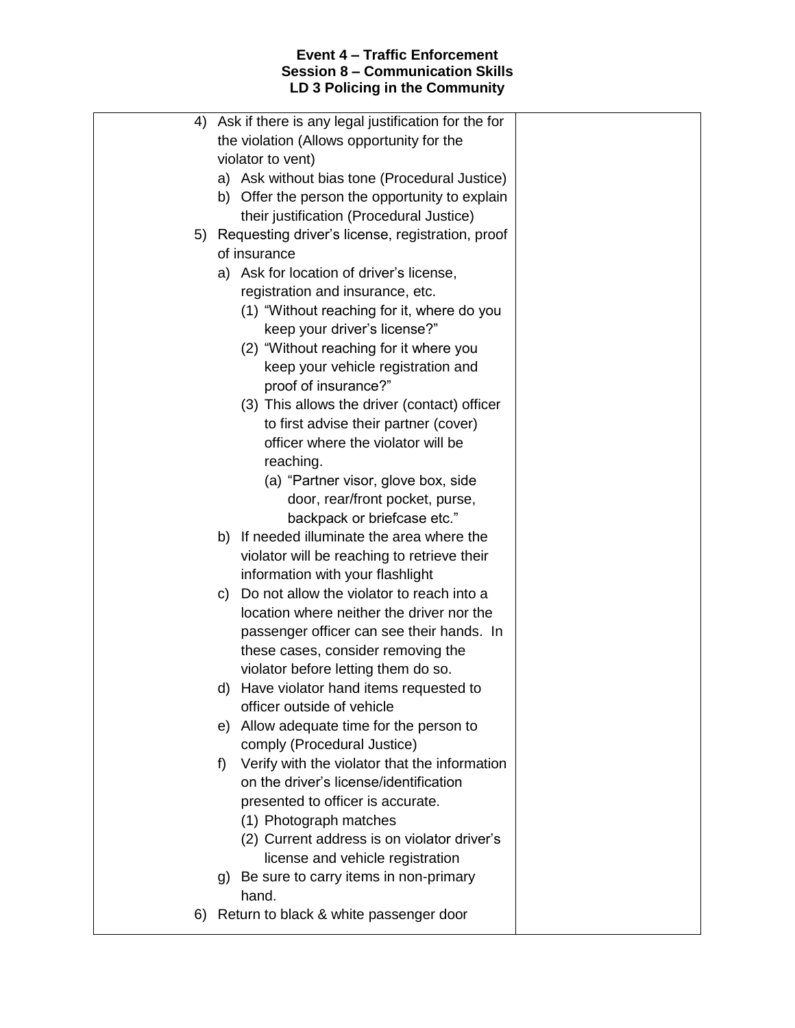4) Ask if there is any legal justification for the for the violation (Allows opportunity for the violator to vent)
   a) Ask without bias tone (Procedural Justice)
   b) Offer the person the opportunity to explain their justification (Procedural Justice)
5) Requesting driver's license, registration, proof of insurance
   a) Ask for location of driver's license, registration and insurance, etc.
      (1) "Without reaching for it, where do you keep your driver's license?"
      (2) "Without reaching for it where you keep your vehicle registration and proof of insurance?"
      (3) This allows the driver (contact) officer to first advise their partner (cover) officer where the violator will be reaching.
         (a) "Partner visor, glove box, side door, rear/front pocket, purse, backpack or briefcase etc."
   b) If needed illuminate the area where the violator will be reaching to retrieve their information with your flashlight
   c) Do not allow the violator to reach into a location where neither the driver nor the passenger officer can see their hands. In these cases, consider removing the violator before letting them do so.
   d) Have violator hand items requested to officer outside of vehicle
   e) Allow adequate time for the person to comply (Procedural Justice)
   f) Verify with the violator that the information on the driver's license/identification presented to officer is accurate.
      (1) Photograph matches
      (2) Current address is on violator driver's license and vehicle registration
   g) Be sure to carry items in non-primary hand.
6) Return to black & white passenger door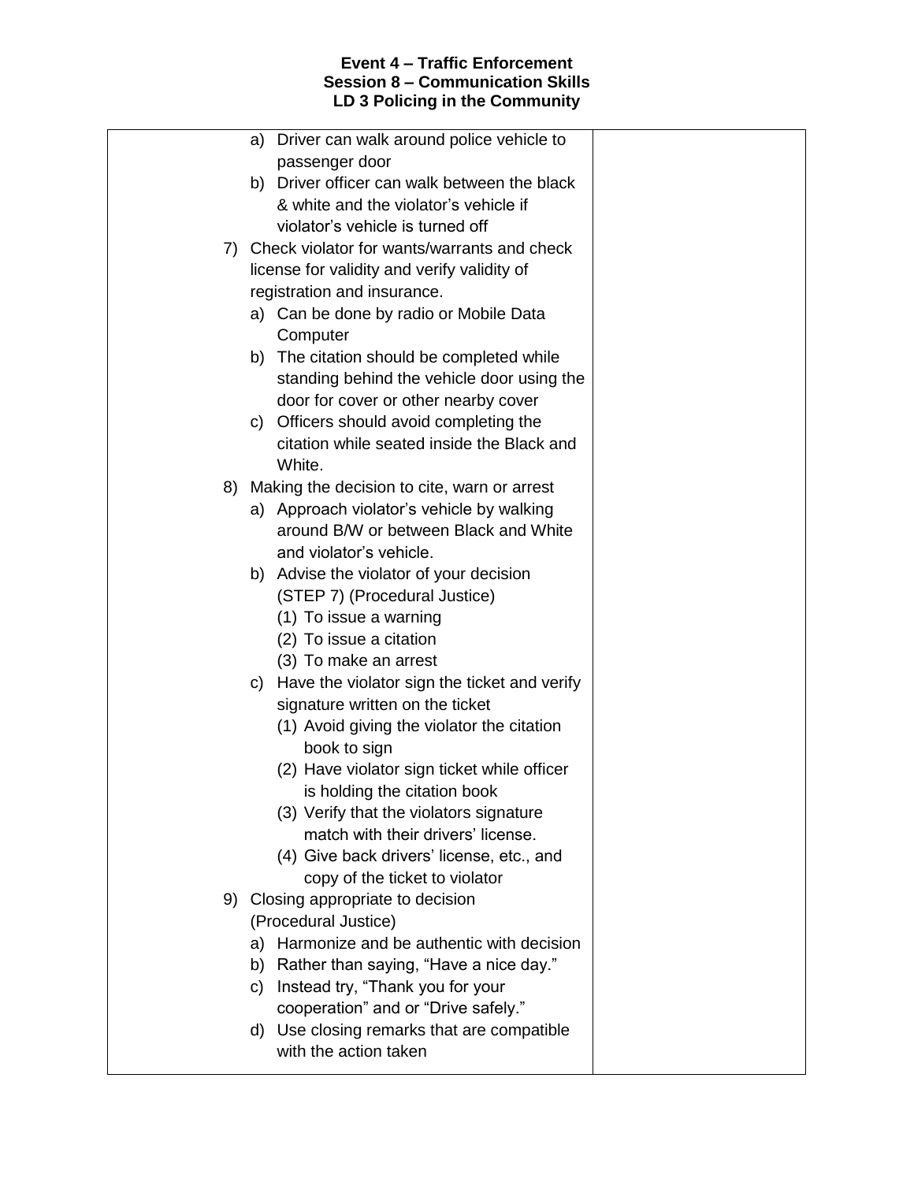**Event 4 – Traffic Enforcement**
**Session 8 – Communication Skills**
**LD 3 Policing in the Community**

| | |
|---|---|
| a) Driver can walk around police vehicle to passenger door<br>b) Driver officer can walk between the black & white and the violator's vehicle if violator's vehicle is turned off<br>7) Check violator for wants/warrants and check license for validity and verify validity of registration and insurance.<br>a) Can be done by radio or Mobile Data Computer<br>b) The citation should be completed while standing behind the vehicle door using the door for cover or other nearby cover<br>c) Officers should avoid completing the citation while seated inside the Black and White.<br>8) Making the decision to cite, warn or arrest<br>a) Approach violator's vehicle by walking around B/W or between Black and White and violator's vehicle.<br>b) Advise the violator of your decision (STEP 7) (Procedural Justice)<br>(1) To issue a warning<br>(2) To issue a citation<br>(3) To make an arrest<br>c) Have the violator sign the ticket and verify signature written on the ticket<br>(1) Avoid giving the violator the citation book to sign<br>(2) Have violator sign ticket while officer is holding the citation book<br>(3) Verify that the violators signature match with their drivers' license.<br>(4) Give back drivers' license, etc., and copy of the ticket to violator<br>9) Closing appropriate to decision (Procedural Justice)<br>a) Harmonize and be authentic with decision<br>b) Rather than saying, "Have a nice day."<br>c) Instead try, "Thank you for your cooperation" and or "Drive safely."<br>d) Use closing remarks that are compatible with the action taken | |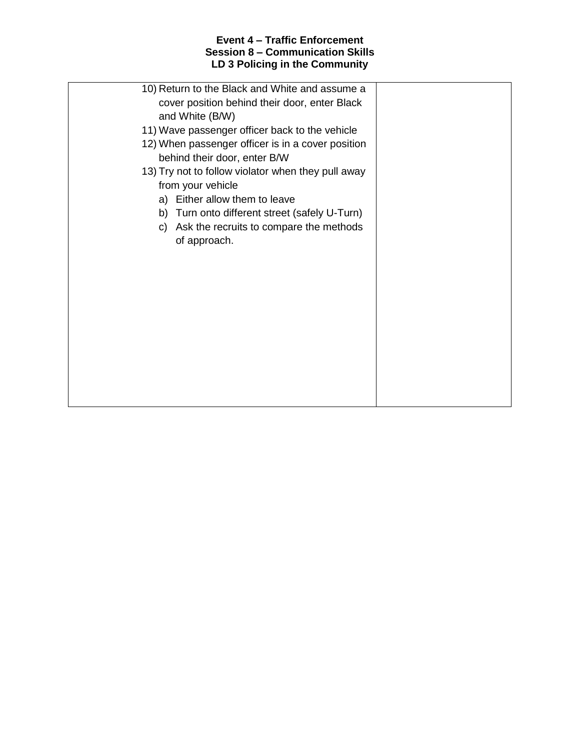10) Return to the Black and White and assume a cover position behind their door, enter Black and White (B/W)
11) Wave passenger officer back to the vehicle
12) When passenger officer is in a cover position behind their door, enter B/W
13) Try not to follow violator when they pull away from your vehicle
    a) Either allow them to leave
    b) Turn onto different street (safely U-Turn)
    c) Ask the recruits to compare the methods of approach.